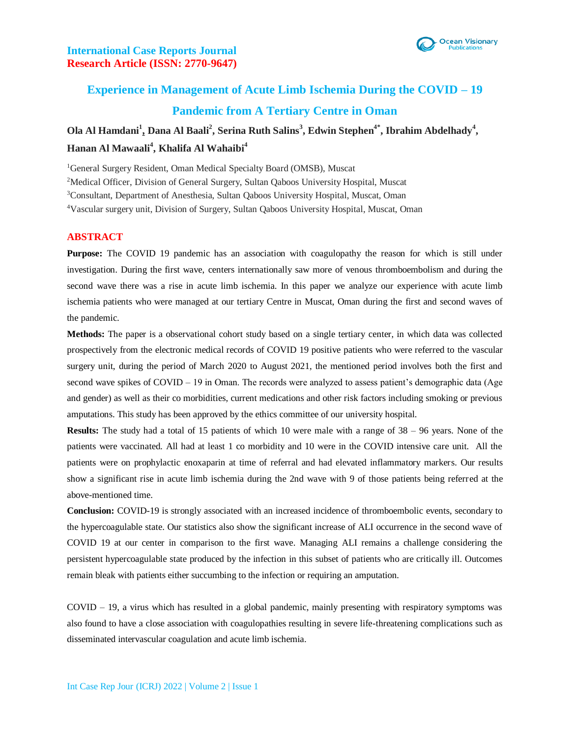International Case Reports Journal
Research Article (ISSN: 2770-9647)

# Experience in Management of Acute Limb Ischemia During the COVID – 19 Pandemic from A Tertiary Centre in Oman

**Ola Al Hamdani[1], Dana Al Baali[2], Serina Ruth Salins[3], Edwin Stephen[4*], Ibrahim Abdelhady[4], Hanan Al Mawaali[4], Khalifa Al Wahaibi[4]**

[1]General Surgery Resident, Oman Medical Specialty Board (OMSB), Muscat

[2]Medical Officer, Division of General Surgery, Sultan Qaboos University Hospital, Muscat

[3]Consultant, Department of Anesthesia, Sultan Qaboos University Hospital, Muscat, Oman

[4]Vascular surgery unit, Division of Surgery, Sultan Qaboos University Hospital, Muscat, Oman

## ABSTRACT

**Purpose:** The COVID 19 pandemic has an association with coagulopathy the reason for which is still under investigation. During the first wave, centers internationally saw more of venous thromboembolism and during the second wave there was a rise in acute limb ischemia. In this paper we analyze our experience with acute limb ischemia patients who were managed at our tertiary Centre in Muscat, Oman during the first and second waves of the pandemic.

**Methods:** The paper is a observational cohort study based on a single tertiary center, in which data was collected prospectively from the electronic medical records of COVID 19 positive patients who were referred to the vascular surgery unit, during the period of March 2020 to August 2021, the mentioned period involves both the first and second wave spikes of COVID – 19 in Oman. The records were analyzed to assess patient's demographic data (Age and gender) as well as their co morbidities, current medications and other risk factors including smoking or previous amputations. This study has been approved by the ethics committee of our university hospital.

**Results:** The study had a total of 15 patients of which 10 were male with a range of 38 – 96 years. None of the patients were vaccinated. All had at least 1 co morbidity and 10 were in the COVID intensive care unit. All the patients were on prophylactic enoxaparin at time of referral and had elevated inflammatory markers. Our results show a significant rise in acute limb ischemia during the 2nd wave with 9 of those patients being referred at the above-mentioned time.

**Conclusion:** COVID-19 is strongly associated with an increased incidence of thromboembolic events, secondary to the hypercoagulable state. Our statistics also show the significant increase of ALI occurrence in the second wave of COVID 19 at our center in comparison to the first wave. Managing ALI remains a challenge considering the persistent hypercoagulable state produced by the infection in this subset of patients who are critically ill. Outcomes remain bleak with patients either succumbing to the infection or requiring an amputation.

COVID – 19, a virus which has resulted in a global pandemic, mainly presenting with respiratory symptoms was also found to have a close association with coagulopathies resulting in severe life-threatening complications such as disseminated intervascular coagulation and acute limb ischemia.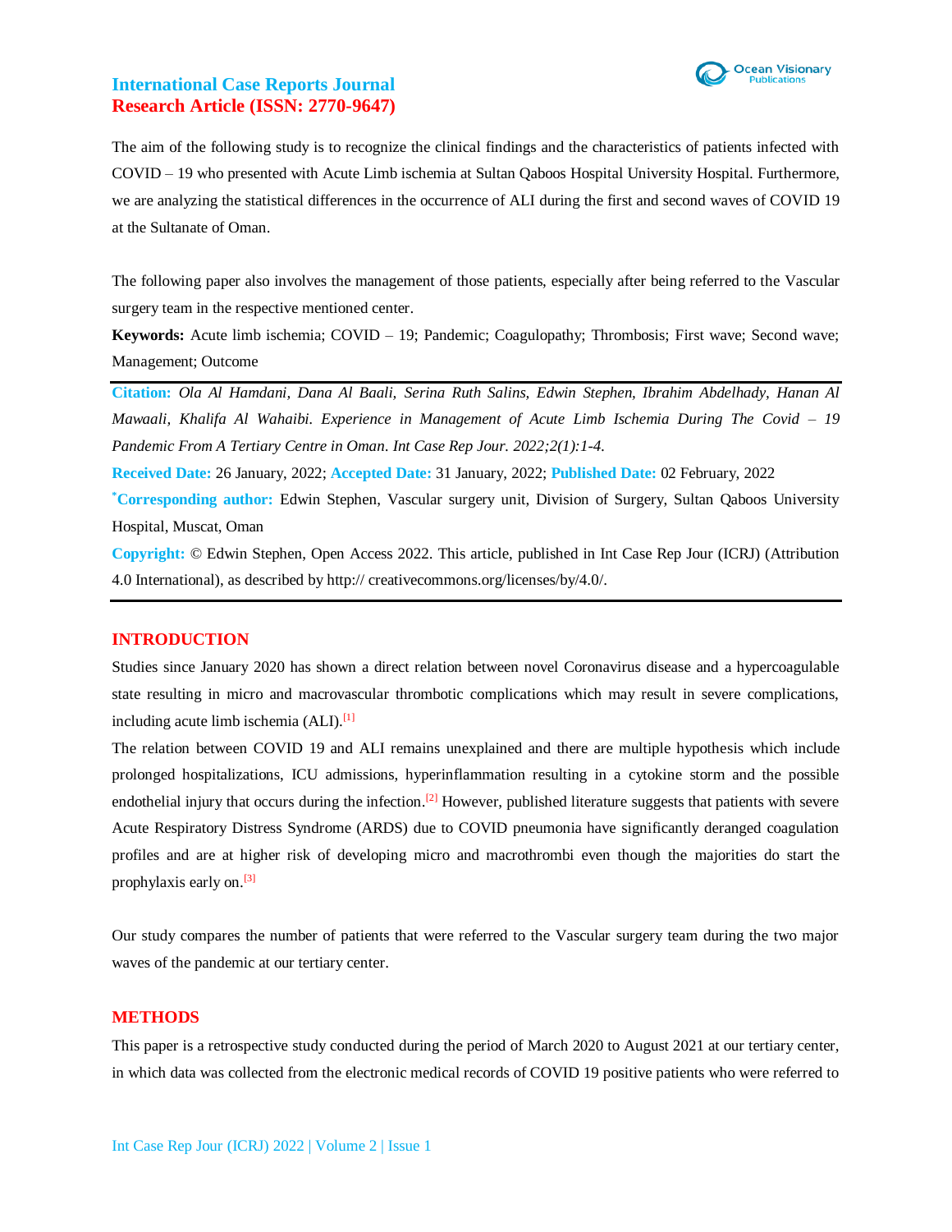The aim of the following study is to recognize the clinical findings and the characteristics of patients infected with COVID – 19 who presented with Acute Limb ischemia at Sultan Qaboos Hospital University Hospital. Furthermore, we are analyzing the statistical differences in the occurrence of ALI during the first and second waves of COVID 19 at the Sultanate of Oman.

The following paper also involves the management of those patients, especially after being referred to the Vascular surgery team in the respective mentioned center.

**Keywords:** Acute limb ischemia; COVID – 19; Pandemic; Coagulopathy; Thrombosis; First wave; Second wave; Management; Outcome

**Citation:** *Ola Al Hamdani, Dana Al Baali, Serina Ruth Salins, Edwin Stephen, Ibrahim Abdelhady, Hanan Al Mawaali, Khalifa Al Wahaibi. Experience in Management of Acute Limb Ischemia During The Covid – 19 Pandemic From A Tertiary Centre in Oman. Int Case Rep Jour. 2022;2(1):1-4.*

**Received Date:** 26 January, 2022; **Accepted Date:** 31 January, 2022; **Published Date:** 02 February, 2022

**\*Corresponding author:** Edwin Stephen, Vascular surgery unit, Division of Surgery, Sultan Qaboos University Hospital, Muscat, Oman

**Copyright:** © Edwin Stephen, Open Access 2022. This article, published in Int Case Rep Jour (ICRJ) (Attribution 4.0 International), as described by http:// creativecommons.org/licenses/by/4.0/.

## INTRODUCTION

Studies since January 2020 has shown a direct relation between novel Coronavirus disease and a hypercoagulable state resulting in micro and macrovascular thrombotic complications which may result in severe complications, including acute limb ischemia (ALI).[1]

The relation between COVID 19 and ALI remains unexplained and there are multiple hypothesis which include prolonged hospitalizations, ICU admissions, hyperinflammation resulting in a cytokine storm and the possible endothelial injury that occurs during the infection.[2] However, published literature suggests that patients with severe Acute Respiratory Distress Syndrome (ARDS) due to COVID pneumonia have significantly deranged coagulation profiles and are at higher risk of developing micro and macrothrombi even though the majorities do start the prophylaxis early on.[3]

Our study compares the number of patients that were referred to the Vascular surgery team during the two major waves of the pandemic at our tertiary center.

## METHODS

This paper is a retrospective study conducted during the period of March 2020 to August 2021 at our tertiary center, in which data was collected from the electronic medical records of COVID 19 positive patients who were referred to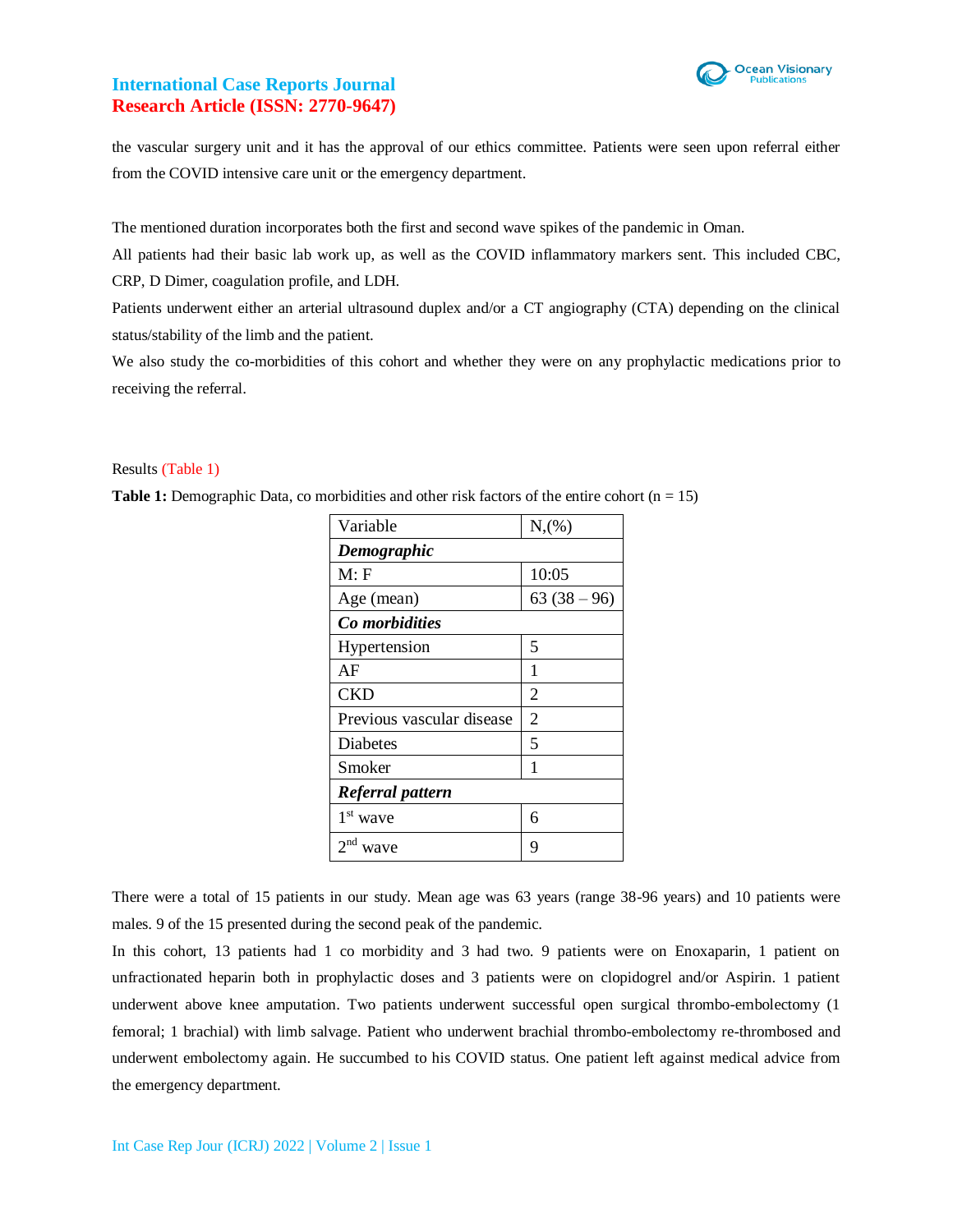the vascular surgery unit and it has the approval of our ethics committee. Patients were seen upon referral either from the COVID intensive care unit or the emergency department.

The mentioned duration incorporates both the first and second wave spikes of the pandemic in Oman.

All patients had their basic lab work up, as well as the COVID inflammatory markers sent. This included CBC, CRP, D Dimer, coagulation profile, and LDH.

Patients underwent either an arterial ultrasound duplex and/or a CT angiography (CTA) depending on the clinical status/stability of the limb and the patient.

We also study the co-morbidities of this cohort and whether they were on any prophylactic medications prior to receiving the referral.

## Results (Table 1)

**Table 1:** Demographic Data, co morbidities and other risk factors of the entire cohort (n = 15)

| Variable | N,(%) |
|---|---|
| ***Demographic*** | |
| M: F | 10:05 |
| Age (mean) | 63 (38 – 96) |
| ***Co morbidities*** | |
| Hypertension | 5 |
| AF | 1 |
| CKD | 2 |
| Previous vascular disease | 2 |
| Diabetes | 5 |
| Smoker | 1 |
| ***Referral pattern*** | |
| 1st wave | 6 |
| 2nd wave | 9 |

There were a total of 15 patients in our study. Mean age was 63 years (range 38-96 years) and 10 patients were males. 9 of the 15 presented during the second peak of the pandemic.

In this cohort, 13 patients had 1 co morbidity and 3 had two. 9 patients were on Enoxaparin, 1 patient on unfractionated heparin both in prophylactic doses and 3 patients were on clopidogrel and/or Aspirin. 1 patient underwent above knee amputation. Two patients underwent successful open surgical thrombo-embolectomy (1 femoral; 1 brachial) with limb salvage. Patient who underwent brachial thrombo-embolectomy re-thrombosed and underwent embolectomy again. He succumbed to his COVID status. One patient left against medical advice from the emergency department.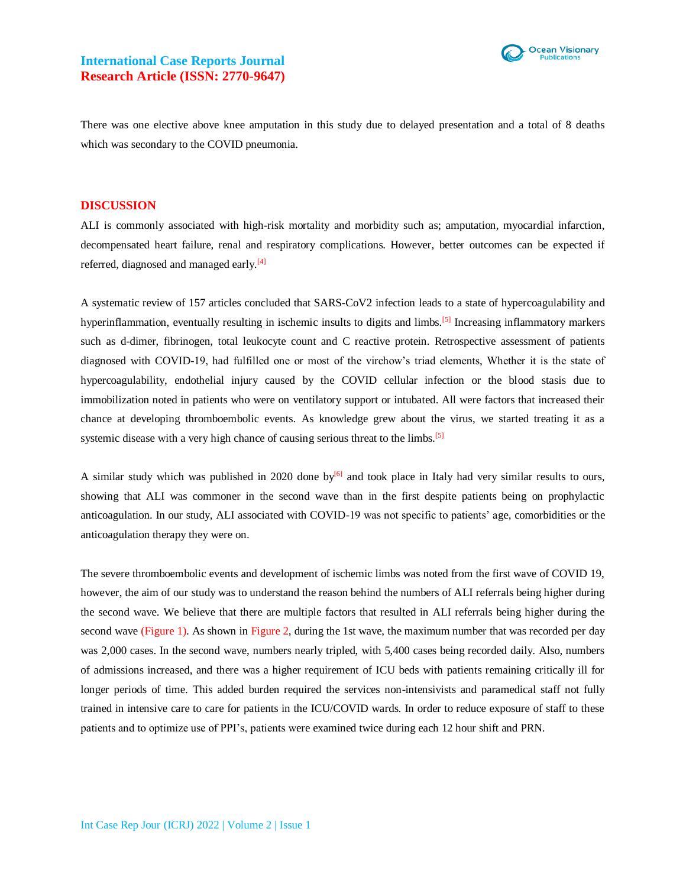There was one elective above knee amputation in this study due to delayed presentation and a total of 8 deaths which was secondary to the COVID pneumonia.

## DISCUSSION

ALI is commonly associated with high-risk mortality and morbidity such as; amputation, myocardial infarction, decompensated heart failure, renal and respiratory complications. However, better outcomes can be expected if referred, diagnosed and managed early.[4]

A systematic review of 157 articles concluded that SARS-CoV2 infection leads to a state of hypercoagulability and hyperinflammation, eventually resulting in ischemic insults to digits and limbs.[5] Increasing inflammatory markers such as d-dimer, fibrinogen, total leukocyte count and C reactive protein. Retrospective assessment of patients diagnosed with COVID-19, had fulfilled one or most of the virchow's triad elements, Whether it is the state of hypercoagulability, endothelial injury caused by the COVID cellular infection or the blood stasis due to immobilization noted in patients who were on ventilatory support or intubated. All were factors that increased their chance at developing thromboembolic events. As knowledge grew about the virus, we started treating it as a systemic disease with a very high chance of causing serious threat to the limbs.[5]

A similar study which was published in 2020 done by[6] and took place in Italy had very similar results to ours, showing that ALI was commoner in the second wave than in the first despite patients being on prophylactic anticoagulation. In our study, ALI associated with COVID-19 was not specific to patients' age, comorbidities or the anticoagulation therapy they were on.

The severe thromboembolic events and development of ischemic limbs was noted from the first wave of COVID 19, however, the aim of our study was to understand the reason behind the numbers of ALI referrals being higher during the second wave. We believe that there are multiple factors that resulted in ALI referrals being higher during the second wave (Figure 1). As shown in Figure 2, during the 1st wave, the maximum number that was recorded per day was 2,000 cases. In the second wave, numbers nearly tripled, with 5,400 cases being recorded daily. Also, numbers of admissions increased, and there was a higher requirement of ICU beds with patients remaining critically ill for longer periods of time. This added burden required the services non-intensivists and paramedical staff not fully trained in intensive care to care for patients in the ICU/COVID wards. In order to reduce exposure of staff to these patients and to optimize use of PPI's, patients were examined twice during each 12 hour shift and PRN.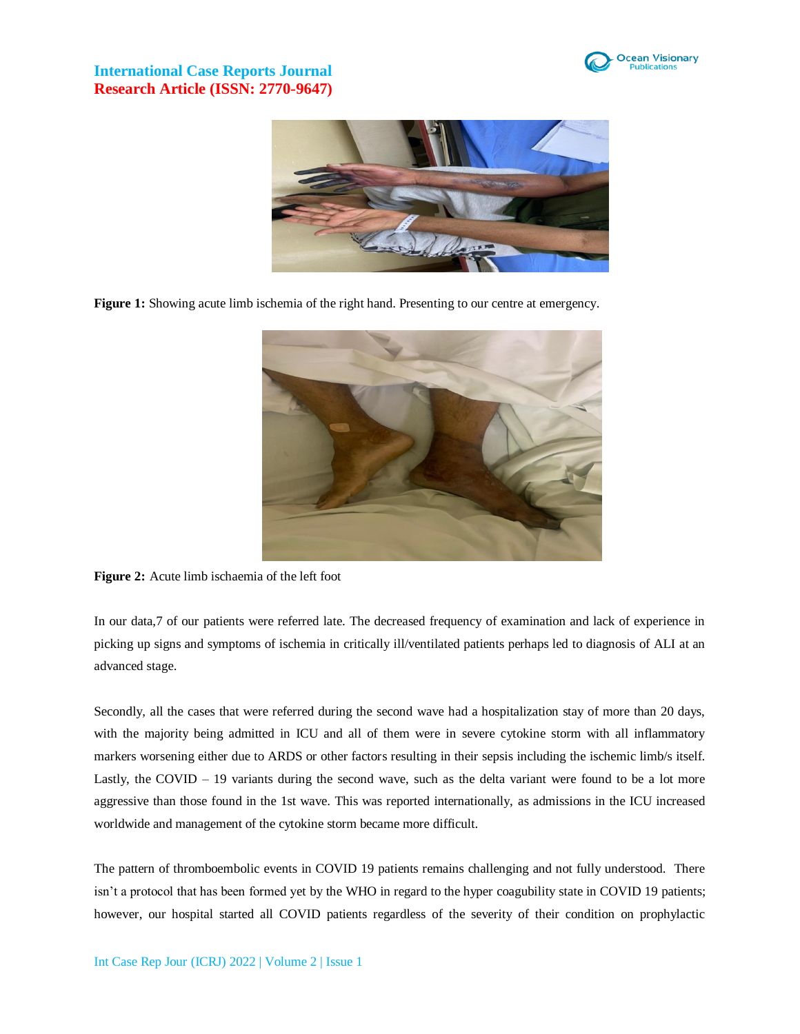**Figure 1:** Showing acute limb ischemia of the right hand. Presenting to our centre at emergency.

**Figure 2:** Acute limb ischaemia of the left foot

In our data,7 of our patients were referred late. The decreased frequency of examination and lack of experience in picking up signs and symptoms of ischemia in critically ill/ventilated patients perhaps led to diagnosis of ALI at an advanced stage.

Secondly, all the cases that were referred during the second wave had a hospitalization stay of more than 20 days, with the majority being admitted in ICU and all of them were in severe cytokine storm with all inflammatory markers worsening either due to ARDS or other factors resulting in their sepsis including the ischemic limb/s itself. Lastly, the COVID – 19 variants during the second wave, such as the delta variant were found to be a lot more aggressive than those found in the 1st wave. This was reported internationally, as admissions in the ICU increased worldwide and management of the cytokine storm became more difficult.

The pattern of thromboembolic events in COVID 19 patients remains challenging and not fully understood. There isn't a protocol that has been formed yet by the WHO in regard to the hyper coagubility state in COVID 19 patients; however, our hospital started all COVID patients regardless of the severity of their condition on prophylactic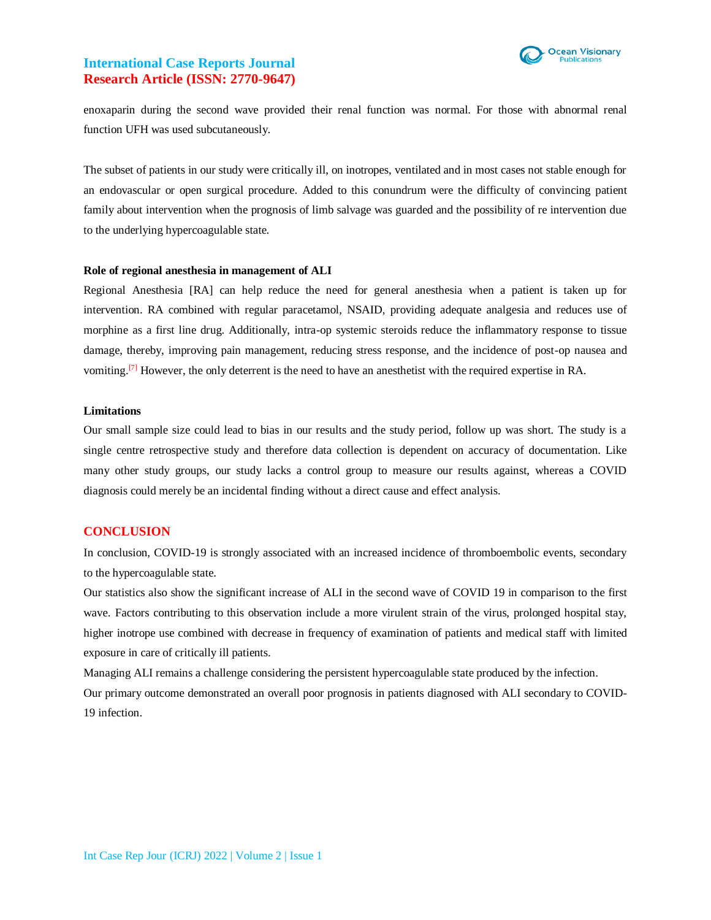enoxaparin during the second wave provided their renal function was normal. For those with abnormal renal function UFH was used subcutaneously.

The subset of patients in our study were critically ill, on inotropes, ventilated and in most cases not stable enough for an endovascular or open surgical procedure. Added to this conundrum were the difficulty of convincing patient family about intervention when the prognosis of limb salvage was guarded and the possibility of re intervention due to the underlying hypercoagulable state.

**Role of regional anesthesia in management of ALI**

Regional Anesthesia [RA] can help reduce the need for general anesthesia when a patient is taken up for intervention. RA combined with regular paracetamol, NSAID, providing adequate analgesia and reduces use of morphine as a first line drug. Additionally, intra-op systemic steroids reduce the inflammatory response to tissue damage, thereby, improving pain management, reducing stress response, and the incidence of post-op nausea and vomiting.[7] However, the only deterrent is the need to have an anesthetist with the required expertise in RA.

**Limitations**

Our small sample size could lead to bias in our results and the study period, follow up was short. The study is a single centre retrospective study and therefore data collection is dependent on accuracy of documentation. Like many other study groups, our study lacks a control group to measure our results against, whereas a COVID diagnosis could merely be an incidental finding without a direct cause and effect analysis.

## CONCLUSION

In conclusion, COVID-19 is strongly associated with an increased incidence of thromboembolic events, secondary to the hypercoagulable state.

Our statistics also show the significant increase of ALI in the second wave of COVID 19 in comparison to the first wave. Factors contributing to this observation include a more virulent strain of the virus, prolonged hospital stay, higher inotrope use combined with decrease in frequency of examination of patients and medical staff with limited exposure in care of critically ill patients.

Managing ALI remains a challenge considering the persistent hypercoagulable state produced by the infection.

Our primary outcome demonstrated an overall poor prognosis in patients diagnosed with ALI secondary to COVID-19 infection.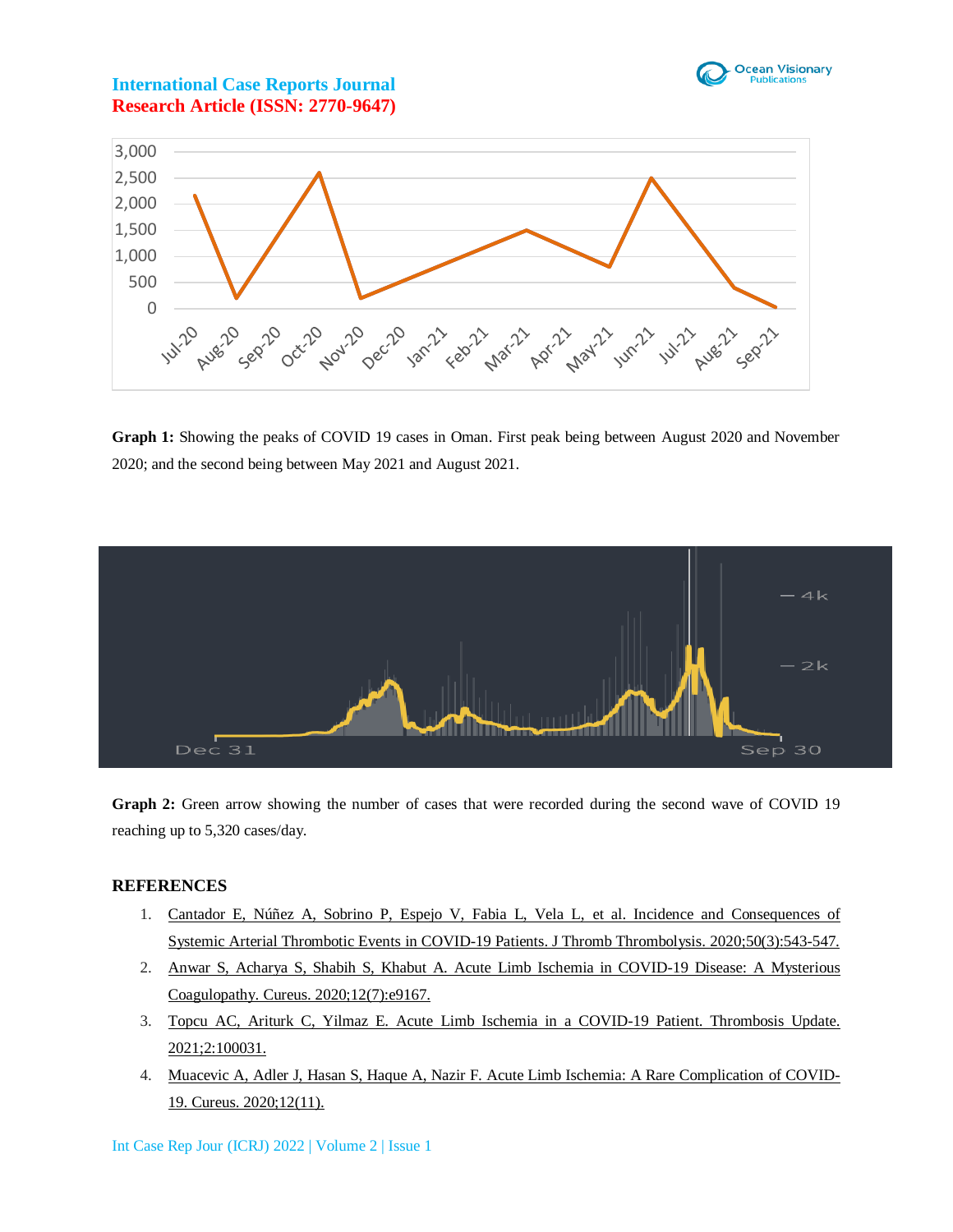**Graph 1:** Showing the peaks of COVID 19 cases in Oman. First peak being between August 2020 and November 2020; and the second being between May 2021 and August 2021.

**Graph 2:** Green arrow showing the number of cases that were recorded during the second wave of COVID 19 reaching up to 5,320 cases/day.

## REFERENCES

1. Cantador E, Núñez A, Sobrino P, Espejo V, Fabia L, Vela L, et al. Incidence and Consequences of Systemic Arterial Thrombotic Events in COVID-19 Patients. J Thromb Thrombolysis. 2020;50(3):543-547.
2. Anwar S, Acharya S, Shabih S, Khabut A. Acute Limb Ischemia in COVID-19 Disease: A Mysterious Coagulopathy. Cureus. 2020;12(7):e9167.
3. Topcu AC, Ariturk C, Yilmaz E. Acute Limb Ischemia in a COVID-19 Patient. Thrombosis Update. 2021;2:100031.
4. Muacevic A, Adler J, Hasan S, Haque A, Nazir F. Acute Limb Ischemia: A Rare Complication of COVID-19. Cureus. 2020;12(11).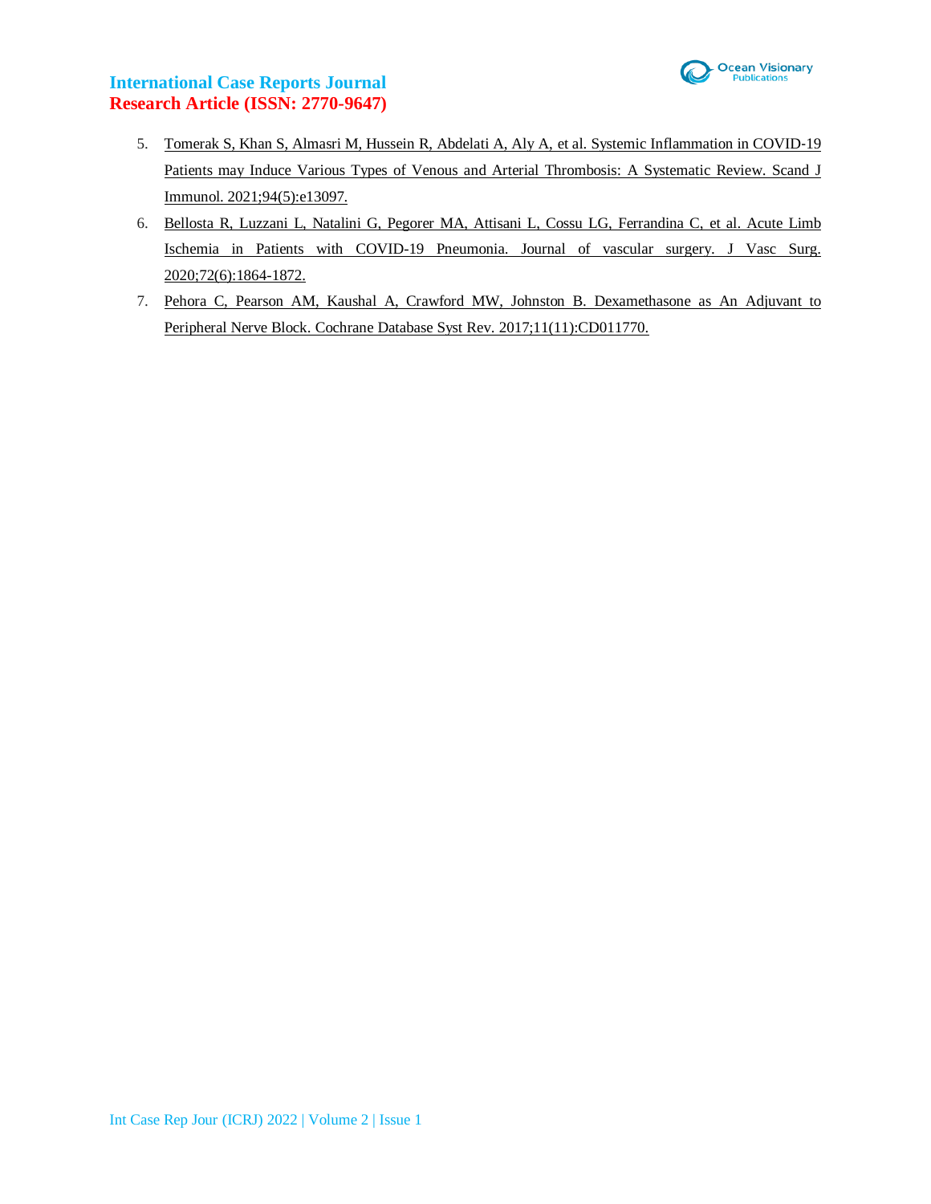5. Tomerak S, Khan S, Almasri M, Hussein R, Abdelati A, Aly A, et al. Systemic Inflammation in COVID-19 Patients may Induce Various Types of Venous and Arterial Thrombosis: A Systematic Review. Scand J Immunol. 2021;94(5):e13097.
6. Bellosta R, Luzzani L, Natalini G, Pegorer MA, Attisani L, Cossu LG, Ferrandina C, et al. Acute Limb Ischemia in Patients with COVID-19 Pneumonia. Journal of vascular surgery. J Vasc Surg. 2020;72(6):1864-1872.
7. Pehora C, Pearson AM, Kaushal A, Crawford MW, Johnston B. Dexamethasone as An Adjuvant to Peripheral Nerve Block. Cochrane Database Syst Rev. 2017;11(11):CD011770.